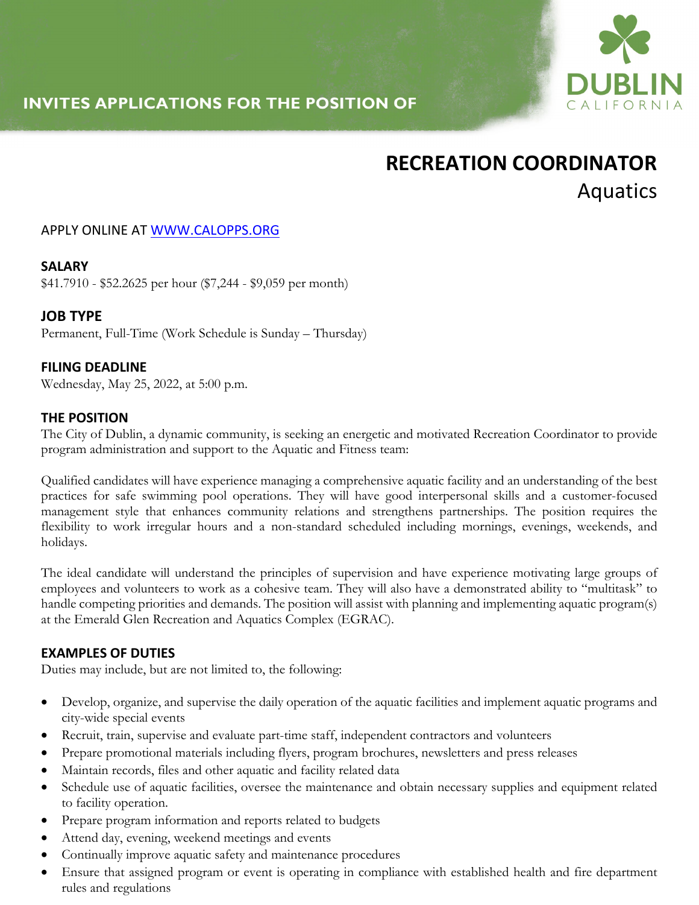INVITES APPLICATIONS FOR THE POSITION OF

DUBLIN
CALIFORNIA

# RECREATION COORDINATOR
## Aquatics

APPLY ONLINE AT [WWW.CALOPPS.ORG](http://WWW.CALOPPS.ORG)

### SALARY
$41.7910 - $52.2625 per hour ($7,244 - $9,059 per month)

### JOB TYPE
Permanent, Full-Time (Work Schedule is Sunday – Thursday)

### FILING DEADLINE
Wednesday, May 25, 2022, at 5:00 p.m.

### THE POSITION
The City of Dublin, a dynamic community, is seeking an energetic and motivated Recreation Coordinator to provide program administration and support to the Aquatic and Fitness team:

Qualified candidates will have experience managing a comprehensive aquatic facility and an understanding of the best practices for safe swimming pool operations. They will have good interpersonal skills and a customer-focused management style that enhances community relations and strengthens partnerships. The position requires the flexibility to work irregular hours and a non-standard scheduled including mornings, evenings, weekends, and holidays.

The ideal candidate will understand the principles of supervision and have experience motivating large groups of employees and volunteers to work as a cohesive team. They will also have a demonstrated ability to "multitask" to handle competing priorities and demands. The position will assist with planning and implementing aquatic program(s) at the Emerald Glen Recreation and Aquatics Complex (EGRAC).

### EXAMPLES OF DUTIES
Duties may include, but are not limited to, the following:

- Develop, organize, and supervise the daily operation of the aquatic facilities and implement aquatic programs and city-wide special events
- Recruit, train, supervise and evaluate part-time staff, independent contractors and volunteers
- Prepare promotional materials including flyers, program brochures, newsletters and press releases
- Maintain records, files and other aquatic and facility related data
- Schedule use of aquatic facilities, oversee the maintenance and obtain necessary supplies and equipment related to facility operation.
- Prepare program information and reports related to budgets
- Attend day, evening, weekend meetings and events
- Continually improve aquatic safety and maintenance procedures
- Ensure that assigned program or event is operating in compliance with established health and fire department rules and regulations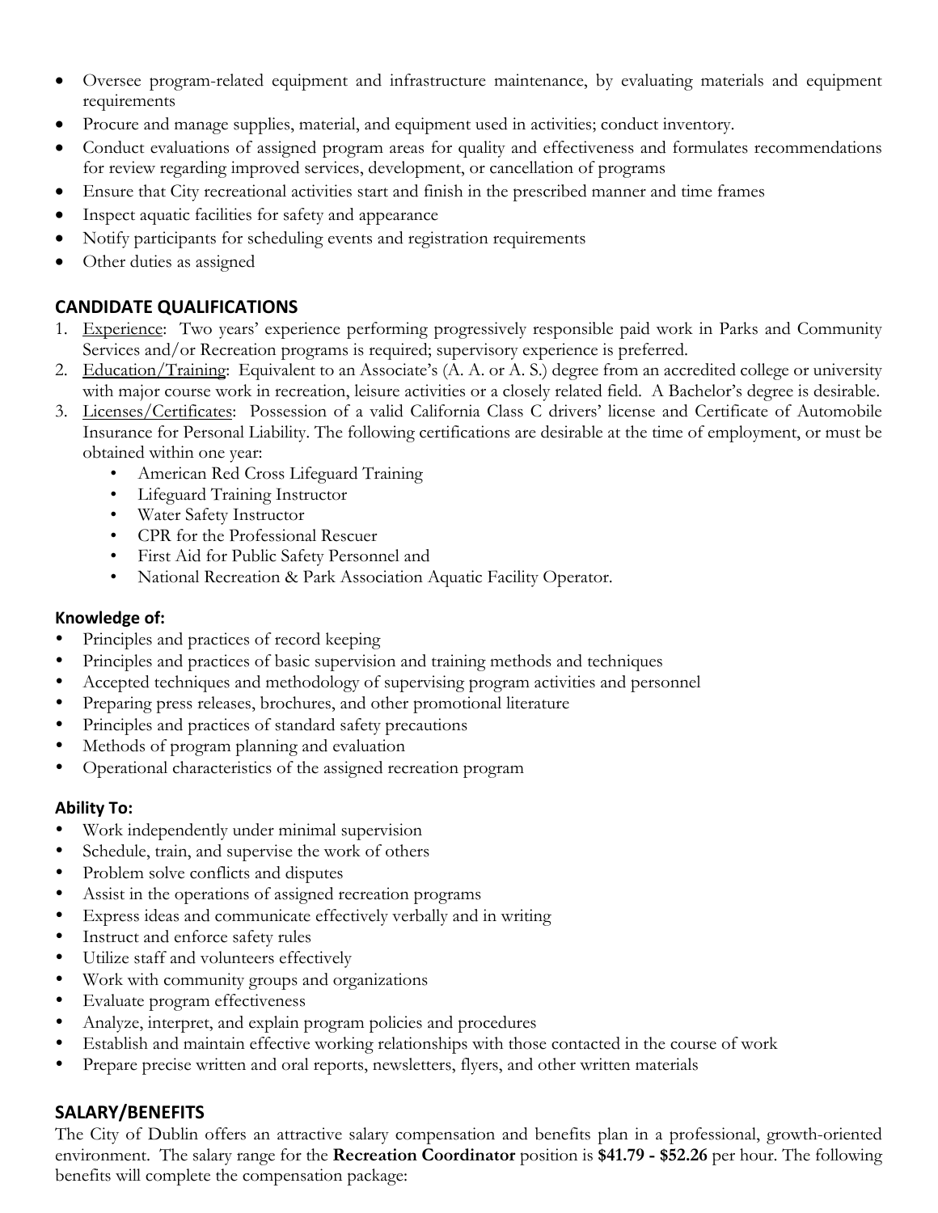- Oversee program-related equipment and infrastructure maintenance, by evaluating materials and equipment requirements
- Procure and manage supplies, material, and equipment used in activities; conduct inventory.
- Conduct evaluations of assigned program areas for quality and effectiveness and formulates recommendations for review regarding improved services, development, or cancellation of programs
- Ensure that City recreational activities start and finish in the prescribed manner and time frames
- Inspect aquatic facilities for safety and appearance
- Notify participants for scheduling events and registration requirements
- Other duties as assigned

## CANDIDATE QUALIFICATIONS

1. Experience: Two years' experience performing progressively responsible paid work in Parks and Community Services and/or Recreation programs is required; supervisory experience is preferred.
2. Education/Training: Equivalent to an Associate's (A. A. or A. S.) degree from an accredited college or university with major course work in recreation, leisure activities or a closely related field. A Bachelor's degree is desirable.
3. Licenses/Certificates: Possession of a valid California Class C drivers' license and Certificate of Automobile Insurance for Personal Liability. The following certifications are desirable at the time of employment, or must be obtained within one year:
   - American Red Cross Lifeguard Training
   - Lifeguard Training Instructor
   - Water Safety Instructor
   - CPR for the Professional Rescuer
   - First Aid for Public Safety Personnel and
   - National Recreation & Park Association Aquatic Facility Operator.

### Knowledge of:

- Principles and practices of record keeping
- Principles and practices of basic supervision and training methods and techniques
- Accepted techniques and methodology of supervising program activities and personnel
- Preparing press releases, brochures, and other promotional literature
- Principles and practices of standard safety precautions
- Methods of program planning and evaluation
- Operational characteristics of the assigned recreation program

### Ability To:

- Work independently under minimal supervision
- Schedule, train, and supervise the work of others
- Problem solve conflicts and disputes
- Assist in the operations of assigned recreation programs
- Express ideas and communicate effectively verbally and in writing
- Instruct and enforce safety rules
- Utilize staff and volunteers effectively
- Work with community groups and organizations
- Evaluate program effectiveness
- Analyze, interpret, and explain program policies and procedures
- Establish and maintain effective working relationships with those contacted in the course of work
- Prepare precise written and oral reports, newsletters, flyers, and other written materials

## SALARY/BENEFITS

The City of Dublin offers an attractive salary compensation and benefits plan in a professional, growth-oriented environment. The salary range for the **Recreation Coordinator** position is **$41.79 - $52.26** per hour. The following benefits will complete the compensation package: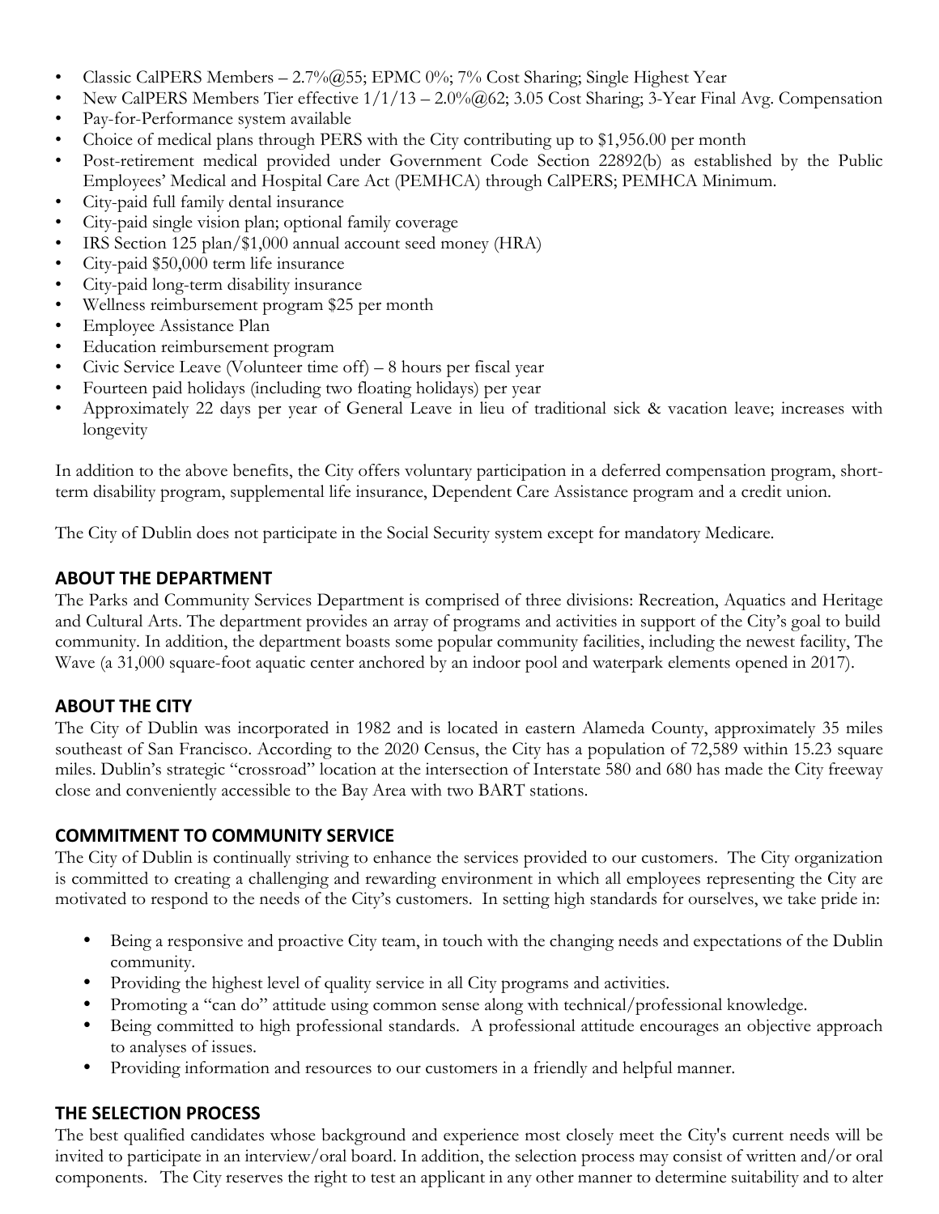- Classic CalPERS Members – 2.7%@55; EPMC 0%; 7% Cost Sharing; Single Highest Year
- New CalPERS Members Tier effective 1/1/13 – 2.0%@62; 3.05 Cost Sharing; 3-Year Final Avg. Compensation
- Pay-for-Performance system available
- Choice of medical plans through PERS with the City contributing up to $1,956.00 per month
- Post-retirement medical provided under Government Code Section 22892(b) as established by the Public Employees' Medical and Hospital Care Act (PEMHCA) through CalPERS; PEMHCA Minimum.
- City-paid full family dental insurance
- City-paid single vision plan; optional family coverage
- IRS Section 125 plan/$1,000 annual account seed money (HRA)
- City-paid $50,000 term life insurance
- City-paid long-term disability insurance
- Wellness reimbursement program $25 per month
- Employee Assistance Plan
- Education reimbursement program
- Civic Service Leave (Volunteer time off) – 8 hours per fiscal year
- Fourteen paid holidays (including two floating holidays) per year
- Approximately 22 days per year of General Leave in lieu of traditional sick & vacation leave; increases with longevity

In addition to the above benefits, the City offers voluntary participation in a deferred compensation program, short-term disability program, supplemental life insurance, Dependent Care Assistance program and a credit union.

The City of Dublin does not participate in the Social Security system except for mandatory Medicare.

## ABOUT THE DEPARTMENT

The Parks and Community Services Department is comprised of three divisions: Recreation, Aquatics and Heritage and Cultural Arts. The department provides an array of programs and activities in support of the City's goal to build community. In addition, the department boasts some popular community facilities, including the newest facility, The Wave (a 31,000 square-foot aquatic center anchored by an indoor pool and waterpark elements opened in 2017).

## ABOUT THE CITY

The City of Dublin was incorporated in 1982 and is located in eastern Alameda County, approximately 35 miles southeast of San Francisco. According to the 2020 Census, the City has a population of 72,589 within 15.23 square miles. Dublin's strategic "crossroad" location at the intersection of Interstate 580 and 680 has made the City freeway close and conveniently accessible to the Bay Area with two BART stations.

## COMMITMENT TO COMMUNITY SERVICE

The City of Dublin is continually striving to enhance the services provided to our customers. The City organization is committed to creating a challenging and rewarding environment in which all employees representing the City are motivated to respond to the needs of the City's customers. In setting high standards for ourselves, we take pride in:

- Being a responsive and proactive City team, in touch with the changing needs and expectations of the Dublin community.
- Providing the highest level of quality service in all City programs and activities.
- Promoting a "can do" attitude using common sense along with technical/professional knowledge.
- Being committed to high professional standards. A professional attitude encourages an objective approach to analyses of issues.
- Providing information and resources to our customers in a friendly and helpful manner.

## THE SELECTION PROCESS

The best qualified candidates whose background and experience most closely meet the City's current needs will be invited to participate in an interview/oral board. In addition, the selection process may consist of written and/or oral components. The City reserves the right to test an applicant in any other manner to determine suitability and to alter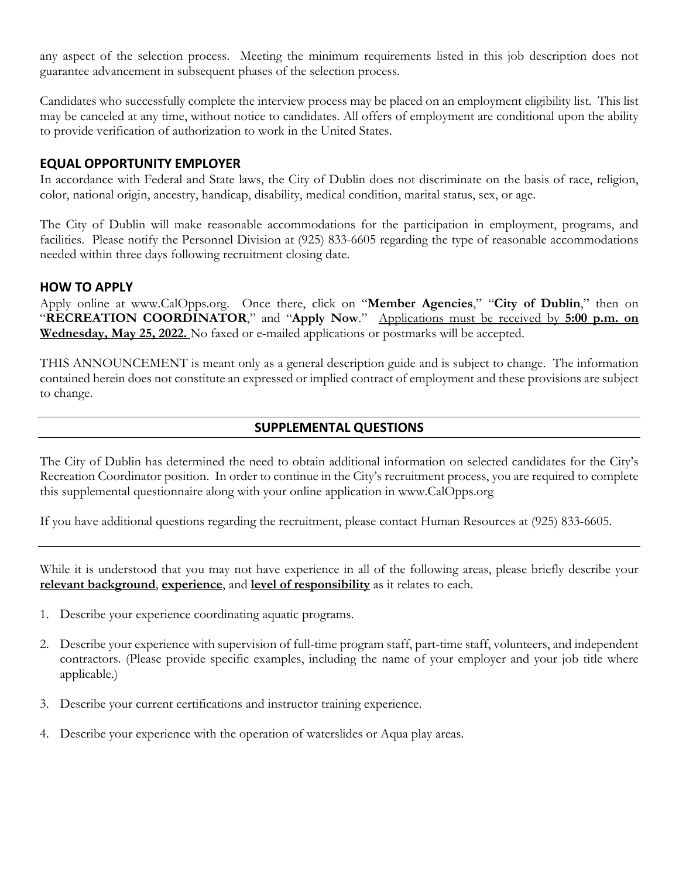any aspect of the selection process. Meeting the minimum requirements listed in this job description does not guarantee advancement in subsequent phases of the selection process.

Candidates who successfully complete the interview process may be placed on an employment eligibility list. This list may be canceled at any time, without notice to candidates. All offers of employment are conditional upon the ability to provide verification of authorization to work in the United States.

## EQUAL OPPORTUNITY EMPLOYER

In accordance with Federal and State laws, the City of Dublin does not discriminate on the basis of race, religion, color, national origin, ancestry, handicap, disability, medical condition, marital status, sex, or age.

The City of Dublin will make reasonable accommodations for the participation in employment, programs, and facilities. Please notify the Personnel Division at (925) 833-6605 regarding the type of reasonable accommodations needed within three days following recruitment closing date.

## HOW TO APPLY

Apply online at www.CalOpps.org. Once there, click on "**Member Agencies**," "**City of Dublin**," then on "**RECREATION COORDINATOR**," and "**Apply Now**." Applications must be received by **5:00 p.m. on Wednesday, May 25, 2022.** No faxed or e-mailed applications or postmarks will be accepted.

THIS ANNOUNCEMENT is meant only as a general description guide and is subject to change. The information contained herein does not constitute an expressed or implied contract of employment and these provisions are subject to change.

## SUPPLEMENTAL QUESTIONS

The City of Dublin has determined the need to obtain additional information on selected candidates for the City's Recreation Coordinator position. In order to continue in the City's recruitment process, you are required to complete this supplemental questionnaire along with your online application in www.CalOpps.org

If you have additional questions regarding the recruitment, please contact Human Resources at (925) 833-6605.

While it is understood that you may not have experience in all of the following areas, please briefly describe your **relevant background**, **experience**, and **level of responsibility** as it relates to each.

1. Describe your experience coordinating aquatic programs.
2. Describe your experience with supervision of full-time program staff, part-time staff, volunteers, and independent contractors. (Please provide specific examples, including the name of your employer and your job title where applicable.)
3. Describe your current certifications and instructor training experience.
4. Describe your experience with the operation of waterslides or Aqua play areas.